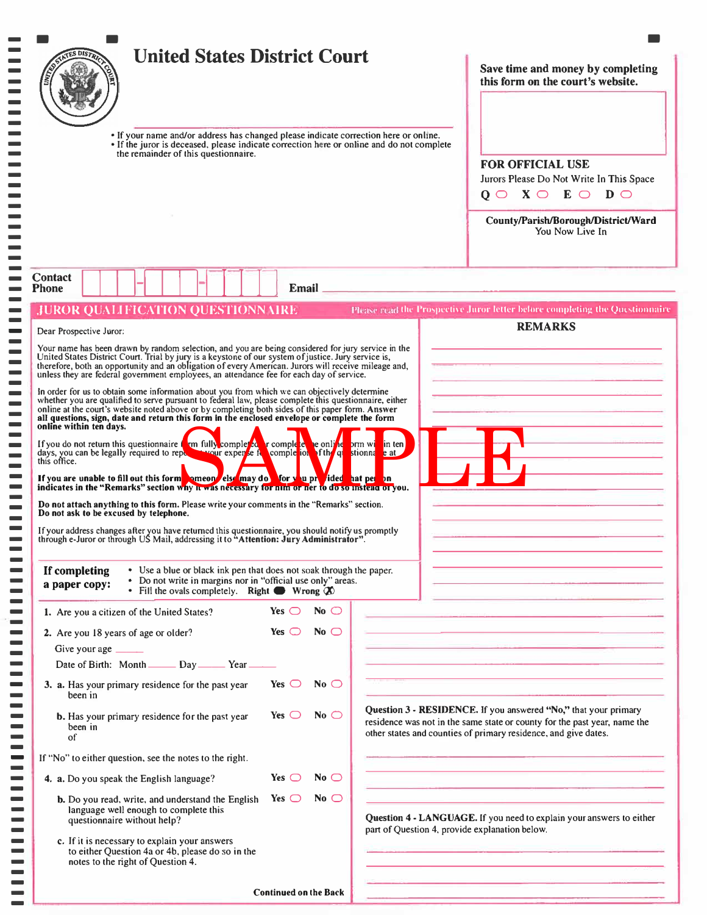# United States District Court

- If your name and/or address has changed please indicate correction here or online.
- If the juror is deceased, please indicate correction here or online and do not complete the remainder of this questionnaire.

**Save time and money by completing this form on the court's website.**

**FOR OFFICIAL USE**

Jurors Please Do Not Write In This Space

**Q** ○ **X** ○ **E** ○ **D** ○

**County/Parish/Borough/District/Ward**
You Now Live In

**Contact Phone** ☐☐☐-☐☐☐-☐☐☐☐ **Email** ______________________

## JUROR QUALIFICATION QUESTIONNAIRE

Please read the Prospective Juror letter before completing the Questionnaire

Dear Prospective Juror:

Your name has been drawn by random selection, and you are being considered for jury service in the United States District Court. Trial by jury is a keystone of our system of justice. Jury service is, therefore, both an opportunity and an obligation of every American. Jurors will receive mileage and, unless they are federal government employees, an attendance fee for each day of service.

In order for us to obtain some information about you from which we can objectively determine whether you are qualified to serve pursuant to federal law, please complete this questionnaire, either online at the court's website noted above or by completing both sides of this paper form. **Answer all questions, sign, date and return this form in the enclosed envelope or complete the form online within ten days.**

If you do not return this questionnaire form fully completed or complete the online form within ten days, you can be legally required to report at your expense for completion of the questionnaire at this office.

**If you are unable to fill out this form, someone else may do it for you provided that person indicates in the "Remarks" section why it was necessary for him or her to do so instead of you.**

**Do not attach anything to this form.** Please write your comments in the "Remarks" section.
**Do not ask to be excused by telephone.**

If your address changes after you have returned this questionnaire, you should notify us promptly through e-Juror or through US Mail, addressing it to **"Attention: Jury Administrator"**.

**If completing a paper copy:**

- Use a blue or black ink pen that does not soak through the paper.
- Do not write in margins nor in "official use only" areas.
- Fill the ovals completely. **Right** ● **Wrong** ⊗

**REMARKS**

1. Are you a citizen of the United States? **Yes** ○ **No** ○

2. Are you 18 years of age or older? **Yes** ○ **No** ○

   Give your age ______

   Date of Birth: Month ______ Day ______ Year ______

3. a. Has your primary residence for the past year been in **Yes** ○ **No** ○

   b. Has your primary residence for the past year been in of **Yes** ○ **No** ○

If "No" to either question, see the notes to the right.

**Question 3 - RESIDENCE.** If you answered **"No,"** that your primary residence was not in the same state or county for the past year, name the other states and counties of primary residence, and give dates.

4. a. Do you speak the English language? **Yes** ○ **No** ○

   b. Do you read, write, and understand the English language well enough to complete this questionnaire without help? **Yes** ○ **No** ○

   c. If it is necessary to explain your answers to either Question 4a or 4b, please do so in the notes to the right of Question 4.

**Question 4 - LANGUAGE.** If you need to explain your answers to either part of Question 4, provide explanation below.

**Continued on the Back**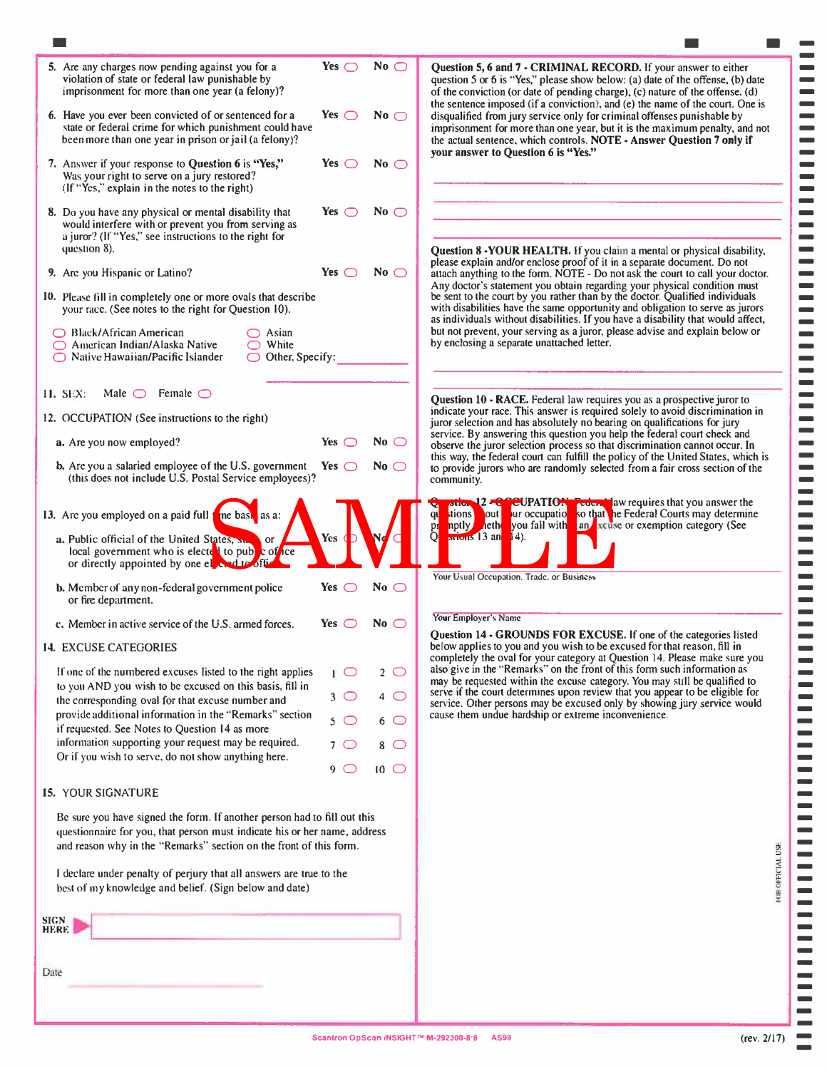5. Are any charges now pending against you for a violation of state or federal law punishable by imprisonment for more than one year (a felony)? Yes ◯ No ◯

6. Have you ever been convicted of or sentenced for a state or federal crime for which punishment could have been more than one year in prison or jail (a felony)? Yes ◯ No ◯

7. Answer if your response to Question 6 is "Yes," Was your right to serve on a jury restored? (If "Yes," explain in the notes to the right) Yes ◯ No ◯

8. Do you have any physical or mental disability that would interfere with or prevent you from serving as a juror? (If "Yes," see instructions to the right for question 8). Yes ◯ No ◯

9. Are you Hispanic or Latino? Yes ◯ No ◯

10. Please fill in completely one or more ovals that describe your race. (See notes to the right for Question 10).

◯ Black/African American ◯ Asian
◯ American Indian/Alaska Native ◯ White
◯ Native Hawaiian/Pacific Islander ◯ Other, Specify: ________

11. SEX: Male ◯ Female ◯

12. OCCUPATION (See instructions to the right)

a. Are you now employed? Yes ◯ No ◯

b. Are you a salaried employee of the U.S. government (this does not include U.S. Postal Service employees)? Yes ◯ No ◯

13. Are you employed on a paid full time basis as a:

a. Public official of the United States, state, or local government who is elected to public office or directly appointed by one elected to office? Yes ◯ No ◯

b. Member of any non-federal government police or fire department. Yes ◯ No ◯

c. Member in active service of the U.S. armed forces. Yes ◯ No ◯

14. EXCUSE CATEGORIES

If one of the numbered excuses listed to the right applies to you AND you wish to be excused on this basis, fill in the corresponding oval for that excuse number and provide additional information in the "Remarks" section if requested. See Notes to Question 14 as more information supporting your request may be required. Or if you wish to serve, do not show anything here.

1 ◯ 2 ◯
3 ◯ 4 ◯
5 ◯ 6 ◯
7 ◯ 8 ◯
9 ◯ 10 ◯

15. YOUR SIGNATURE

Be sure you have signed the form. If another person had to fill out this questionnaire for you, that person must indicate his or her name, address and reason why in the "Remarks" section on the front of this form.

I declare under penalty of perjury that all answers are true to the best of my knowledge and belief. (Sign below and date)

SIGN HERE ________

Date ________

**Question 5, 6 and 7 - CRIMINAL RECORD.** If your answer to either question 5 or 6 is "Yes," please show below: (a) date of the offense, (b) date of the conviction (or date of pending charge), (c) nature of the offense, (d) the sentence imposed (if a conviction), and (e) the name of the court. One is disqualified from jury service only for criminal offenses punishable by imprisonment for more than one year, but it is the maximum penalty, and not the actual sentence, which controls. **NOTE - Answer Question 7 only if your answer to Question 6 is "Yes."**

________

**Question 8 - YOUR HEALTH.** If you claim a mental or physical disability, please explain and/or enclose proof of it in a separate document. Do not attach anything to the form. NOTE - Do not ask the court to call your doctor. Any doctor's statement you obtain regarding your physical condition must be sent to the court by you rather than by the doctor. Qualified individuals with disabilities have the same opportunity and obligation to serve as jurors as individuals without disabilities. If you have a disability that would affect, but not prevent, your serving as a juror, please advise and explain below or by enclosing a separate unattached letter.

________

**Question 10 - RACE.** Federal law requires you as a prospective juror to indicate your race. This answer is required solely to avoid discrimination in juror selection and has absolutely no bearing on qualifications for jury service. By answering this question you help the federal court check and observe the juror selection process so that discrimination cannot occur. In this way, the federal court can fulfill the policy of the United States, which is to provide jurors who are randomly selected from a fair cross section of the community.

**Question 12 - OCCUPATION.** Federal law requires that you answer the questions about your occupation so that the Federal Courts may determine promptly whether you fall within an excuse or exemption category (See Questions 13 and 14).

Your Usual Occupation, Trade, or Business ________

Your Employer's Name ________

**Question 14 - GROUNDS FOR EXCUSE.** If one of the categories listed below applies to you and you wish to be excused for that reason, fill in completely the oval for your category at Question 14. Please make sure you also give in the "Remarks" on the front of this form such information as may be requested within the excuse category. You may still be qualified to serve if the court determines upon review that you appear to be eligible for service. Other persons may be excused only by showing jury service would cause them undue hardship or extreme inconvenience.

SAMPLE

FOR OFFICIAL USE

Scantron OpScan iNSIGHT™ M-292300-8·8 AS99 (rev. 2/17)